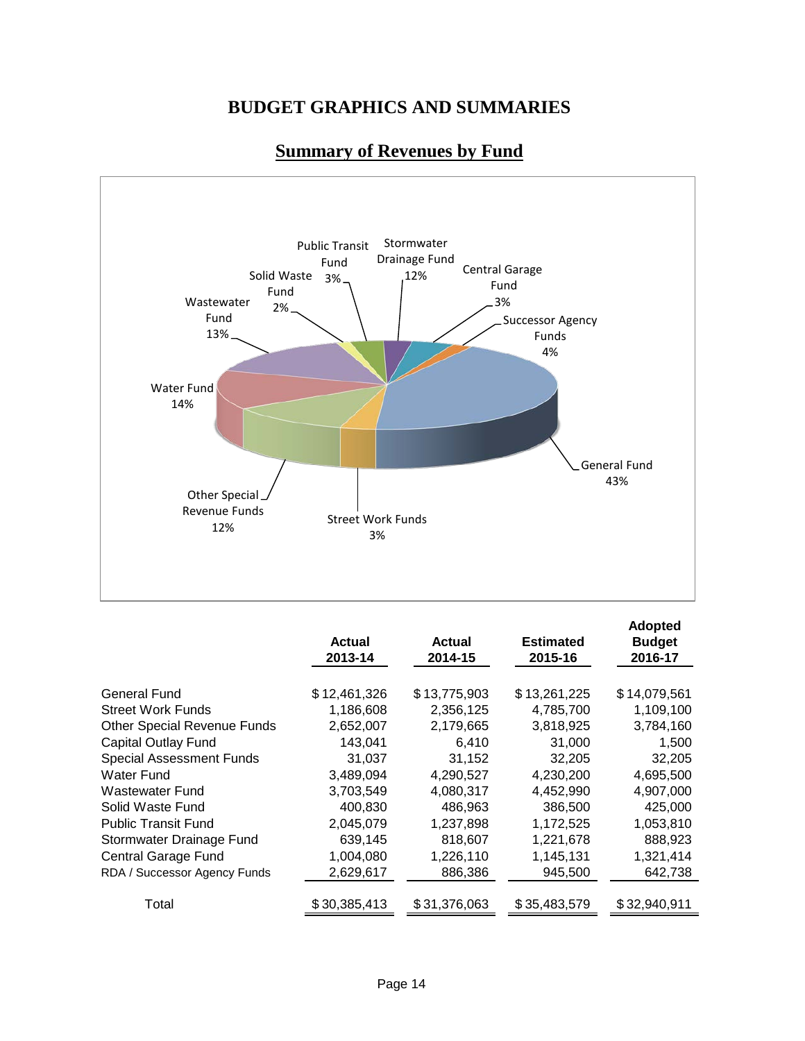# BUDGET GRAPHICS AND SUMMARIES

## Summary of Revenues by Fund

| | Actual 2013-14 | Actual 2014-15 | Estimated 2015-16 | Adopted Budget 2016-17 |
|---|---|---|---|---|
| General Fund | $ 12,461,326 | $ 13,775,903 | $ 13,261,225 | $ 14,079,561 |
| Street Work Funds | 1,186,608 | 2,356,125 | 4,785,700 | 1,109,100 |
| Other Special Revenue Funds | 2,652,007 | 2,179,665 | 3,818,925 | 3,784,160 |
| Capital Outlay Fund | 143,041 | 6,410 | 31,000 | 1,500 |
| Special Assessment Funds | 31,037 | 31,152 | 32,205 | 32,205 |
| Water Fund | 3,489,094 | 4,290,527 | 4,230,200 | 4,695,500 |
| Wastewater Fund | 3,703,549 | 4,080,317 | 4,452,990 | 4,907,000 |
| Solid Waste Fund | 400,830 | 486,963 | 386,500 | 425,000 |
| Public Transit Fund | 2,045,079 | 1,237,898 | 1,172,525 | 1,053,810 |
| Stormwater Drainage Fund | 639,145 | 818,607 | 1,221,678 | 888,923 |
| Central Garage Fund | 1,004,080 | 1,226,110 | 1,145,131 | 1,321,414 |
| RDA / Successor Agency Funds | 2,629,617 | 886,386 | 945,500 | 642,738 |
| Total | $ 30,385,413 | $ 31,376,063 | $ 35,483,579 | $ 32,940,911 |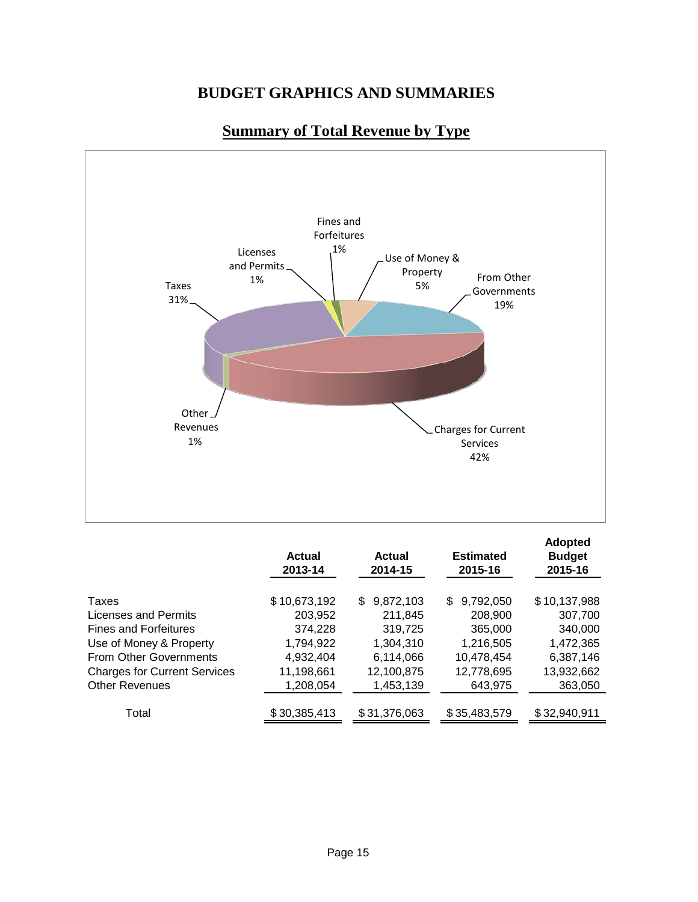# BUDGET GRAPHICS AND SUMMARIES

## Summary of Total Revenue by Type

Taxes 31%

Licenses and Permits 1%

Fines and Forfeitures 1%

Use of Money & Property 5%

From Other Governments 19%

Charges for Current Services 42%

Other Revenues 1%

| | Actual 2013-14 | Actual 2014-15 | Estimated 2015-16 | Adopted Budget 2015-16 |
|---|---|---|---|---|
| Taxes | $ 10,673,192 | $ 9,872,103 | $ 9,792,050 | $ 10,137,988 |
| Licenses and Permits | 203,952 | 211,845 | 208,900 | 307,700 |
| Fines and Forfeitures | 374,228 | 319,725 | 365,000 | 340,000 |
| Use of Money & Property | 1,794,922 | 1,304,310 | 1,216,505 | 1,472,365 |
| From Other Governments | 4,932,404 | 6,114,066 | 10,478,454 | 6,387,146 |
| Charges for Current Services | 11,198,661 | 12,100,875 | 12,778,695 | 13,932,662 |
| Other Revenues | 1,208,054 | 1,453,139 | 643,975 | 363,050 |
| Total | $ 30,385,413 | $ 31,376,063 | $ 35,483,579 | $ 32,940,911 |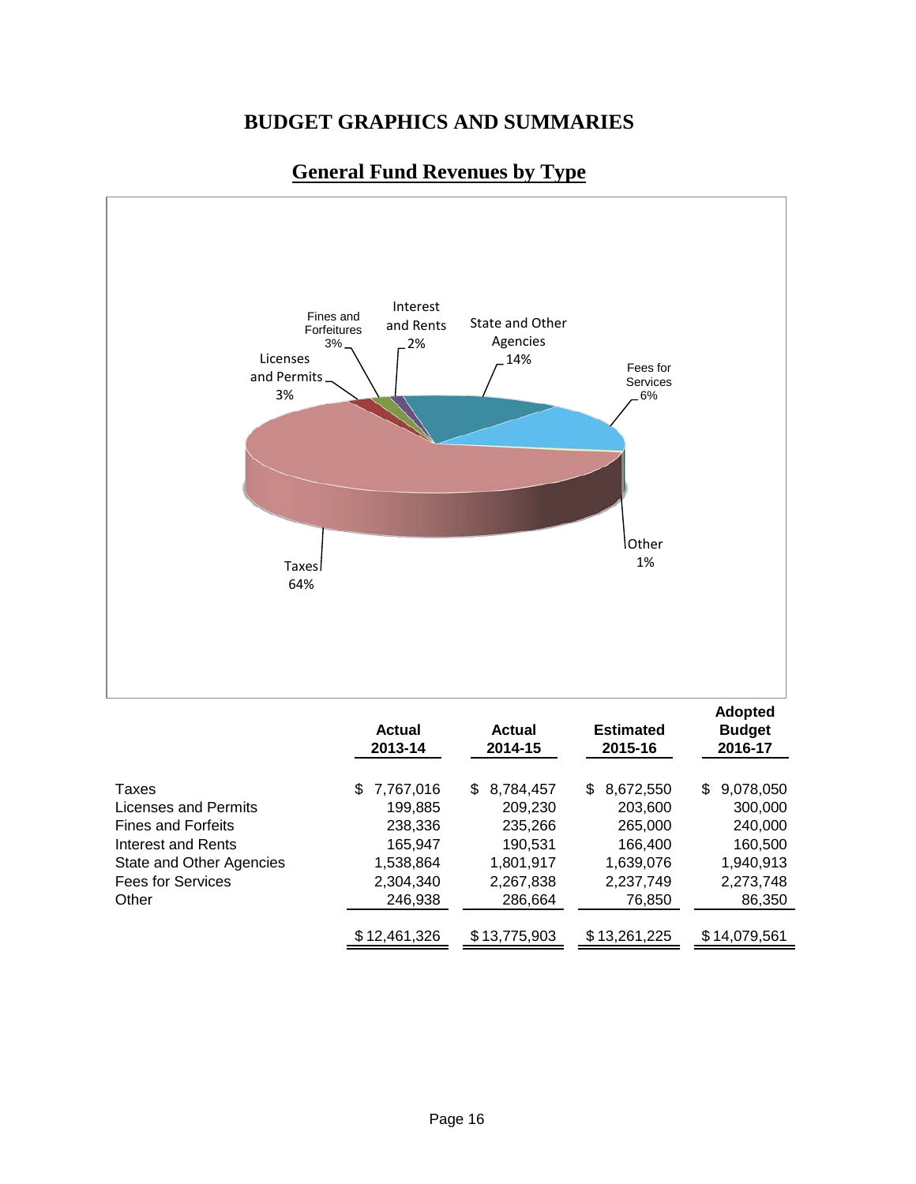# BUDGET GRAPHICS AND SUMMARIES

## General Fund Revenues by Type

Fines and Forfeitures 3%
Interest and Rents 2%
State and Other Agencies 14%
Licenses and Permits 3%
Fees for Services 6%
Other 1%
Taxes 64%

| | Actual 2013-14 | Actual 2014-15 | Estimated 2015-16 | Adopted Budget 2016-17 |
|---|---|---|---|---|
| Taxes | $ 7,767,016 | $ 8,784,457 | $ 8,672,550 | $ 9,078,050 |
| Licenses and Permits | 199,885 | 209,230 | 203,600 | 300,000 |
| Fines and Forfeits | 238,336 | 235,266 | 265,000 | 240,000 |
| Interest and Rents | 165,947 | 190,531 | 166,400 | 160,500 |
| State and Other Agencies | 1,538,864 | 1,801,917 | 1,639,076 | 1,940,913 |
| Fees for Services | 2,304,340 | 2,267,838 | 2,237,749 | 2,273,748 |
| Other | 246,938 | 286,664 | 76,850 | 86,350 |
| | $ 12,461,326 | $ 13,775,903 | $ 13,261,225 | $ 14,079,561 |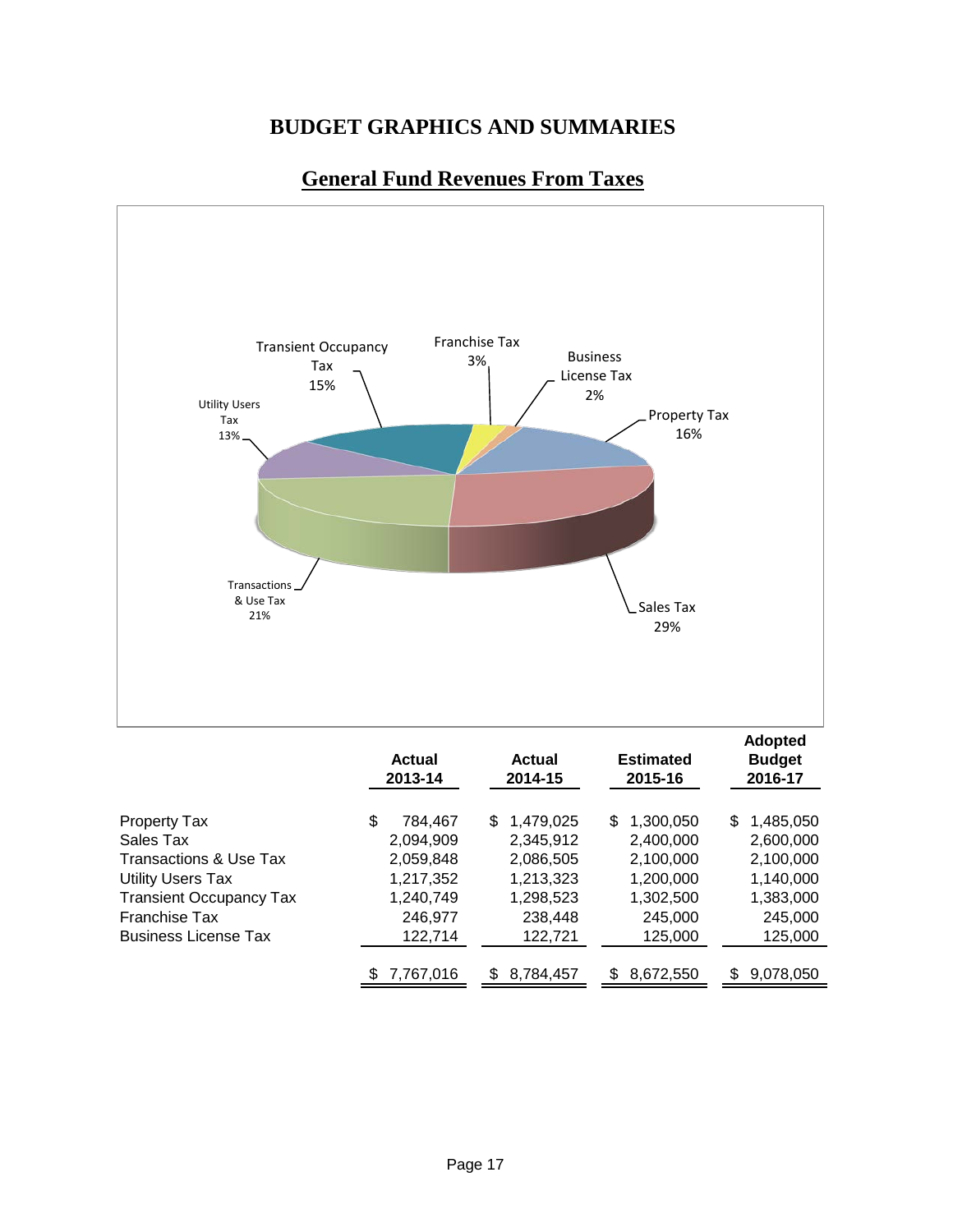# BUDGET GRAPHICS AND SUMMARIES

## General Fund Revenues From Taxes

Transient Occupancy Tax 15%

Franchise Tax 3%

Business License Tax 2%

Utility Users Tax 13%

Property Tax 16%

Transactions & Use Tax 21%

Sales Tax 29%

| | Actual 2013-14 | Actual 2014-15 | Estimated 2015-16 | Adopted Budget 2016-17 |
|---|---|---|---|---|
| Property Tax | $ 784,467 | $ 1,479,025 | $ 1,300,050 | $ 1,485,050 |
| Sales Tax | 2,094,909 | 2,345,912 | 2,400,000 | 2,600,000 |
| Transactions & Use Tax | 2,059,848 | 2,086,505 | 2,100,000 | 2,100,000 |
| Utility Users Tax | 1,217,352 | 1,213,323 | 1,200,000 | 1,140,000 |
| Transient Occupancy Tax | 1,240,749 | 1,298,523 | 1,302,500 | 1,383,000 |
| Franchise Tax | 246,977 | 238,448 | 245,000 | 245,000 |
| Business License Tax | 122,714 | 122,721 | 125,000 | 125,000 |
| | $ 7,767,016 | $ 8,784,457 | $ 8,672,550 | $ 9,078,050 |